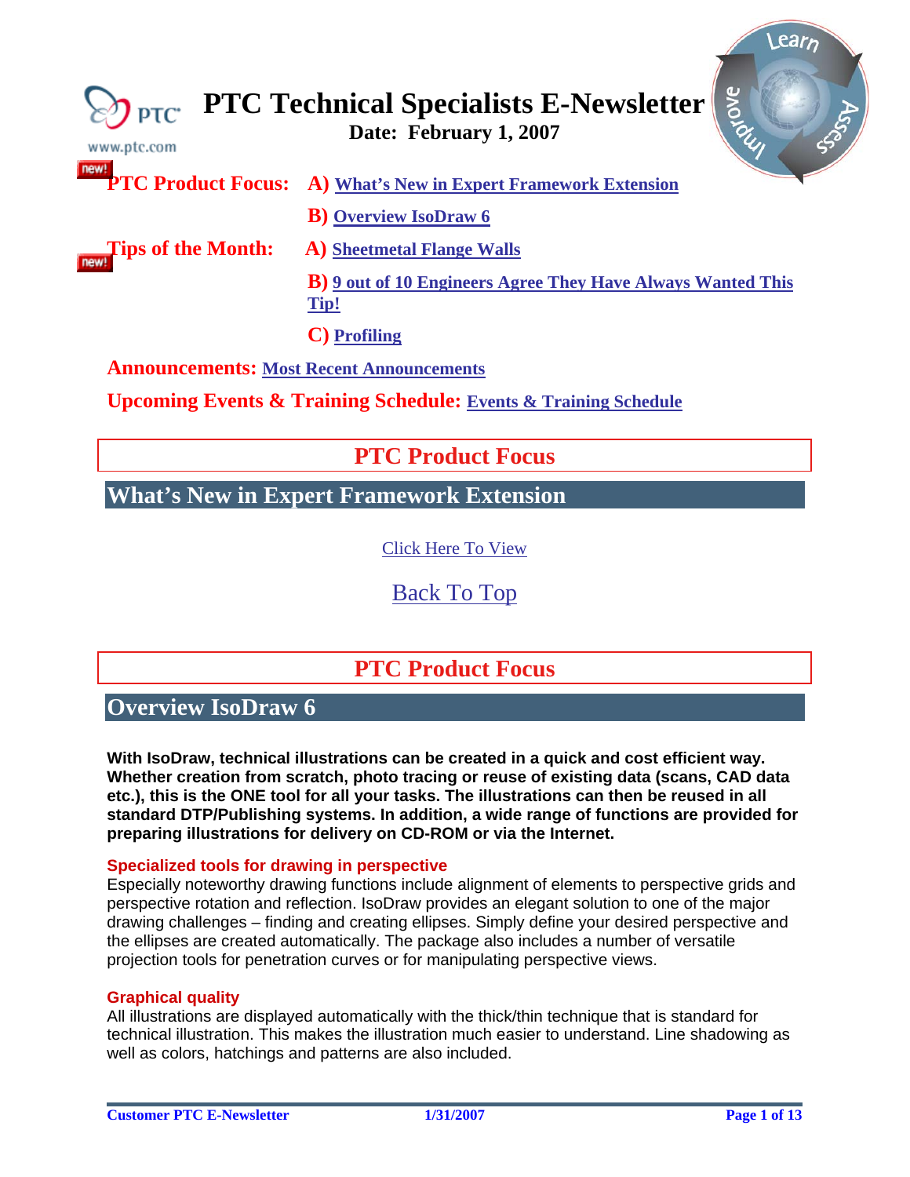# PTC Technical Specialists E-Newsletter

**Date: February 1, 2007**

www.ptc.com

**PTC Product Focus:** **A)** What's New in Expert Framework Extension

**B)** Overview IsoDraw 6

**Tips of the Month:** **A)** Sheetmetal Flange Walls

**B)** 9 out of 10 Engineers Agree They Have Always Wanted This Tip!

**C)** Profiling

**Announcements:** Most Recent Announcements

**Upcoming Events & Training Schedule:** Events & Training Schedule

## PTC Product Focus

### What's New in Expert Framework Extension

Click Here To View

Back To Top

## PTC Product Focus

### Overview IsoDraw 6

**With IsoDraw, technical illustrations can be created in a quick and cost efficient way. Whether creation from scratch, photo tracing or reuse of existing data (scans, CAD data etc.), this is the ONE tool for all your tasks. The illustrations can then be reused in all standard DTP/Publishing systems. In addition, a wide range of functions are provided for preparing illustrations for delivery on CD-ROM or via the Internet.**

**Specialized tools for drawing in perspective**

Especially noteworthy drawing functions include alignment of elements to perspective grids and perspective rotation and reflection. IsoDraw provides an elegant solution to one of the major drawing challenges – finding and creating ellipses. Simply define your desired perspective and the ellipses are created automatically. The package also includes a number of versatile projection tools for penetration curves or for manipulating perspective views.

**Graphical quality**

All illustrations are displayed automatically with the thick/thin technique that is standard for technical illustration. This makes the illustration much easier to understand. Line shadowing as well as colors, hatchings and patterns are also included.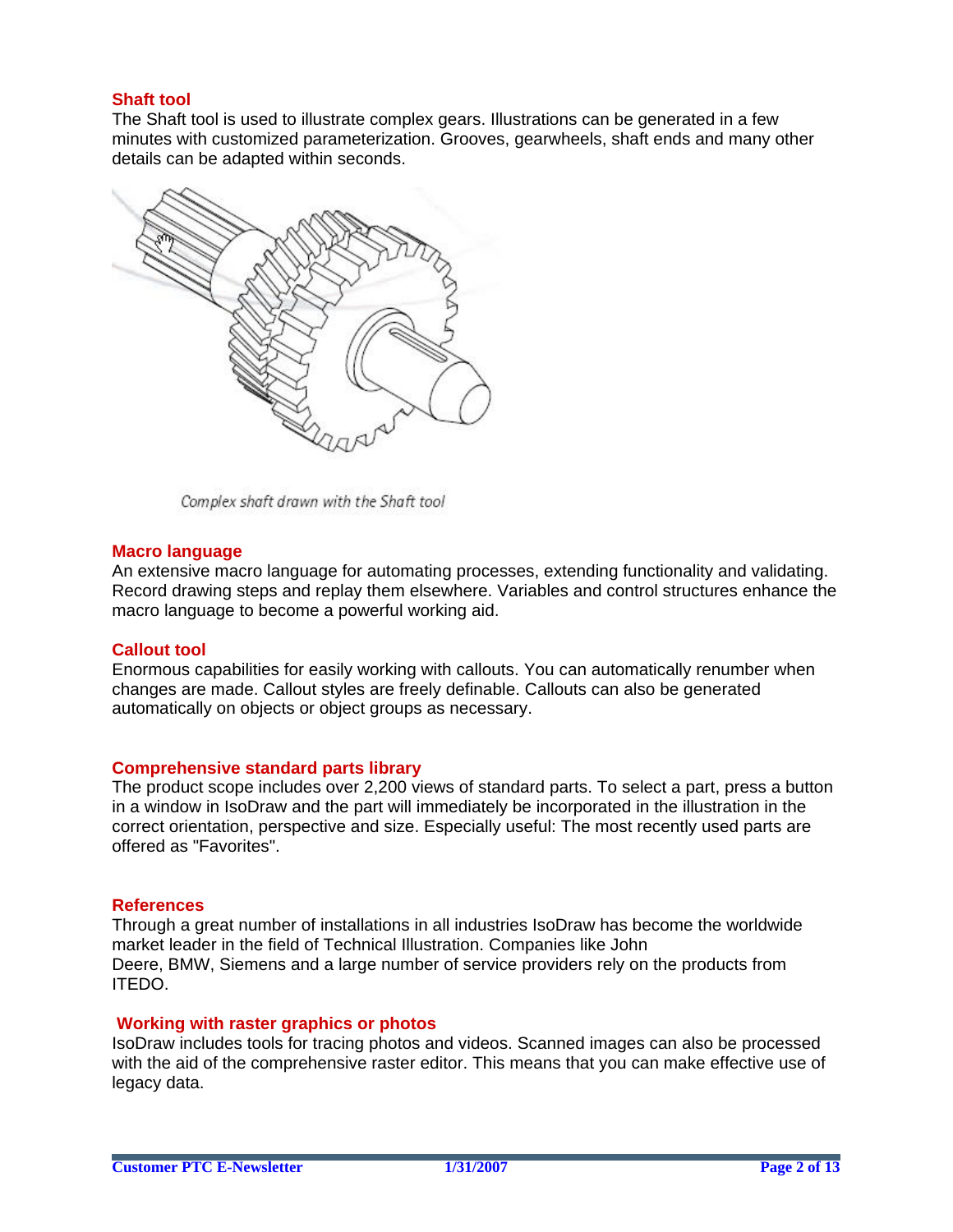### Shaft tool

The Shaft tool is used to illustrate complex gears. Illustrations can be generated in a few minutes with customized parameterization. Grooves, gearwheels, shaft ends and many other details can be adapted within seconds.

*Complex shaft drawn with the Shaft tool*

### Macro language

An extensive macro language for automating processes, extending functionality and validating. Record drawing steps and replay them elsewhere. Variables and control structures enhance the macro language to become a powerful working aid.

### Callout tool

Enormous capabilities for easily working with callouts. You can automatically renumber when changes are made. Callout styles are freely definable. Callouts can also be generated automatically on objects or object groups as necessary.

### Comprehensive standard parts library

The product scope includes over 2,200 views of standard parts. To select a part, press a button in a window in IsoDraw and the part will immediately be incorporated in the illustration in the correct orientation, perspective and size. Especially useful: The most recently used parts are offered as "Favorites".

### References

Through a great number of installations in all industries IsoDraw has become the worldwide market leader in the field of Technical Illustration. Companies like John Deere, BMW, Siemens and a large number of service providers rely on the products from ITEDO.

### Working with raster graphics or photos

IsoDraw includes tools for tracing photos and videos. Scanned images can also be processed with the aid of the comprehensive raster editor. This means that you can make effective use of legacy data.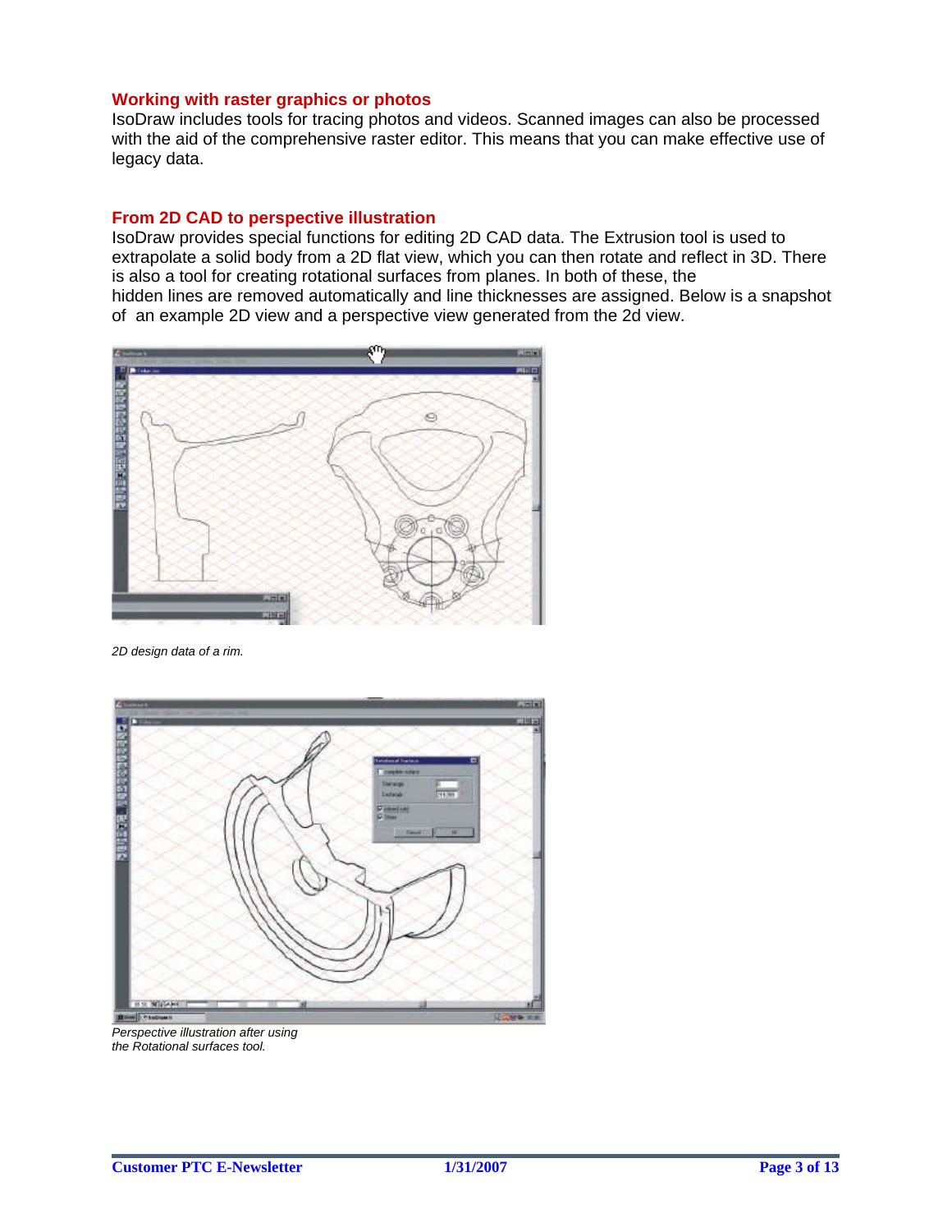### Working with raster graphics or photos

IsoDraw includes tools for tracing photos and videos. Scanned images can also be processed with the aid of the comprehensive raster editor. This means that you can make effective use of legacy data.

### From 2D CAD to perspective illustration

IsoDraw provides special functions for editing 2D CAD data. The Extrusion tool is used to extrapolate a solid body from a 2D flat view, which you can then rotate and reflect in 3D. There is also a tool for creating rotational surfaces from planes. In both of these, the hidden lines are removed automatically and line thicknesses are assigned. Below is a snapshot of an example 2D view and a perspective view generated from the 2d view.

*2D design data of a rim.*

*Perspective illustration after using the Rotational surfaces tool.*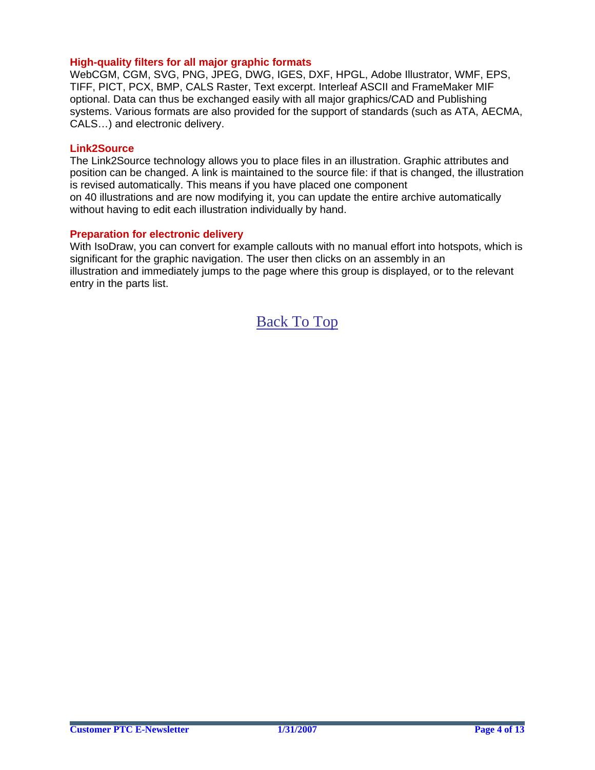### High-quality filters for all major graphic formats

WebCGM, CGM, SVG, PNG, JPEG, DWG, IGES, DXF, HPGL, Adobe Illustrator, WMF, EPS, TIFF, PICT, PCX, BMP, CALS Raster, Text excerpt. Interleaf ASCII and FrameMaker MIF optional. Data can thus be exchanged easily with all major graphics/CAD and Publishing systems. Various formats are also provided for the support of standards (such as ATA, AECMA, CALS…) and electronic delivery.

### Link2Source

The Link2Source technology allows you to place files in an illustration. Graphic attributes and position can be changed. A link is maintained to the source file: if that is changed, the illustration is revised automatically. This means if you have placed one component on 40 illustrations and are now modifying it, you can update the entire archive automatically without having to edit each illustration individually by hand.

### Preparation for electronic delivery

With IsoDraw, you can convert for example callouts with no manual effort into hotspots, which is significant for the graphic navigation. The user then clicks on an assembly in an illustration and immediately jumps to the page where this group is displayed, or to the relevant entry in the parts list.

Back To Top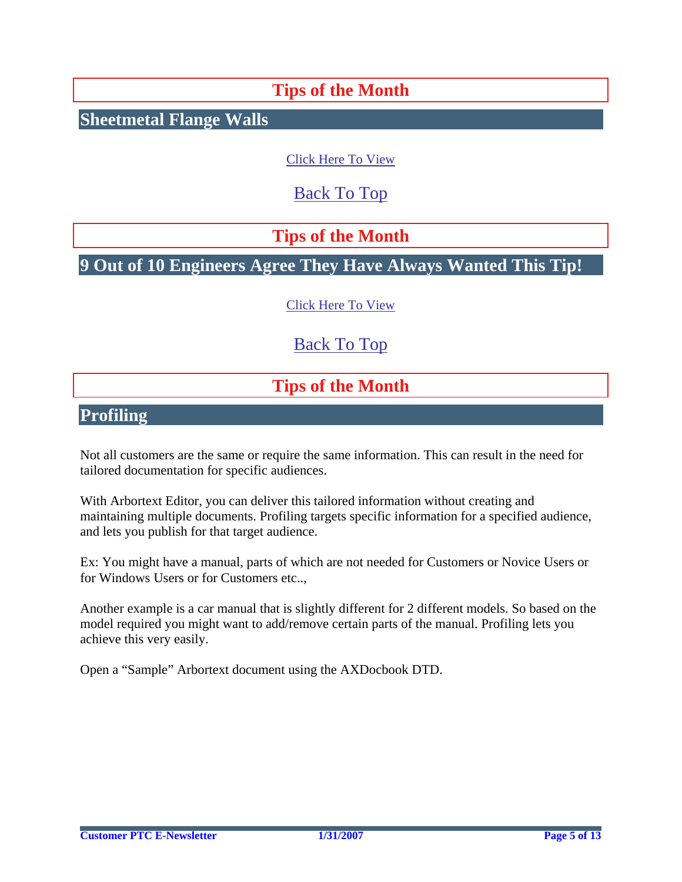# Tips of the Month

## Sheetmetal Flange Walls

Click Here To View

Back To Top

# Tips of the Month

## 9 Out of 10 Engineers Agree They Have Always Wanted This Tip!

Click Here To View

Back To Top

# Tips of the Month

## Profiling

Not all customers are the same or require the same information. This can result in the need for tailored documentation for specific audiences.

With Arbortext Editor, you can deliver this tailored information without creating and maintaining multiple documents. Profiling targets specific information for a specified audience, and lets you publish for that target audience.

Ex: You might have a manual, parts of which are not needed for Customers or Novice Users or for Windows Users or for Customers etc..,

Another example is a car manual that is slightly different for 2 different models. So based on the model required you might want to add/remove certain parts of the manual. Profiling lets you achieve this very easily.

Open a "Sample" Arbortext document using the AXDocbook DTD.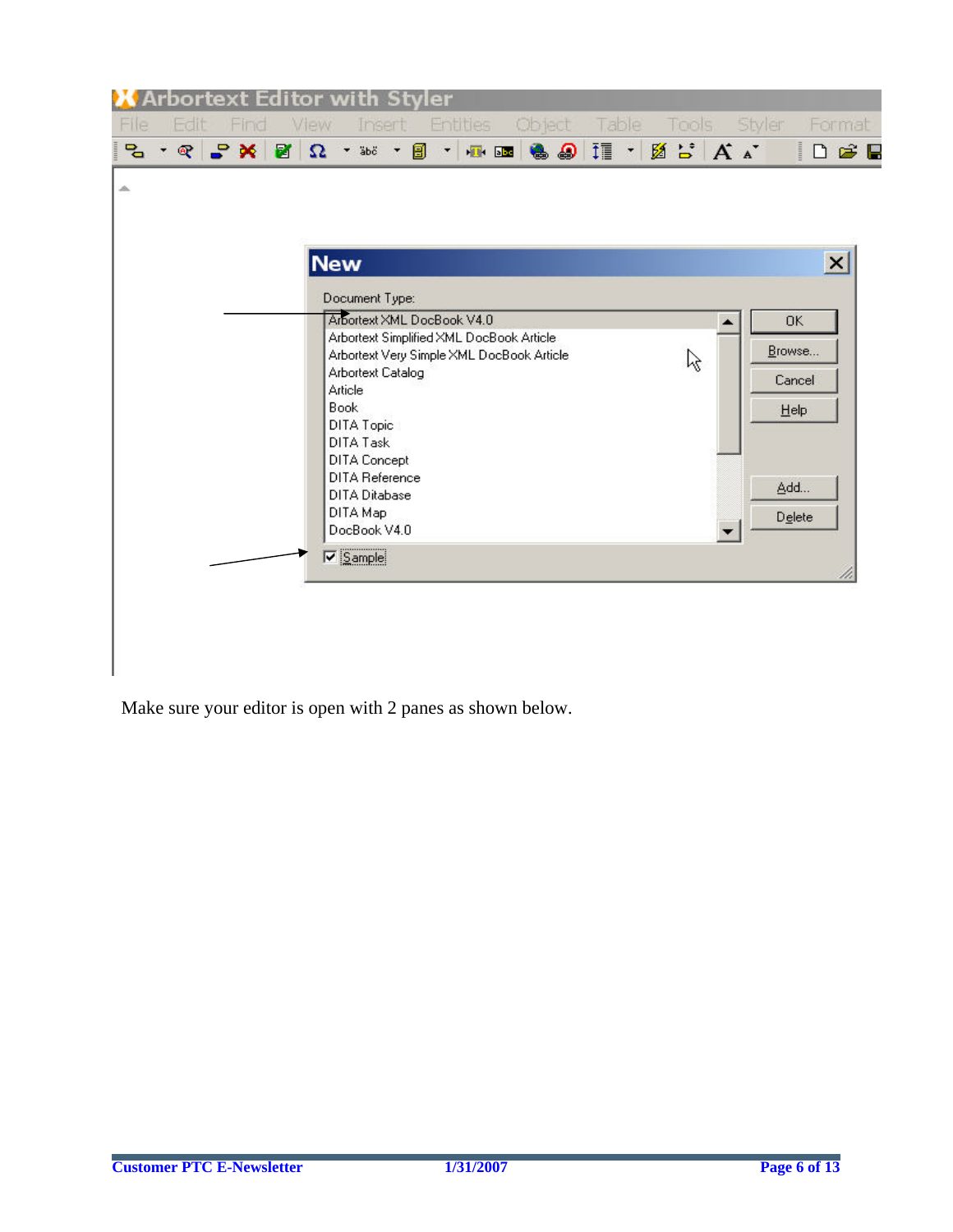Make sure your editor is open with 2 panes as shown below.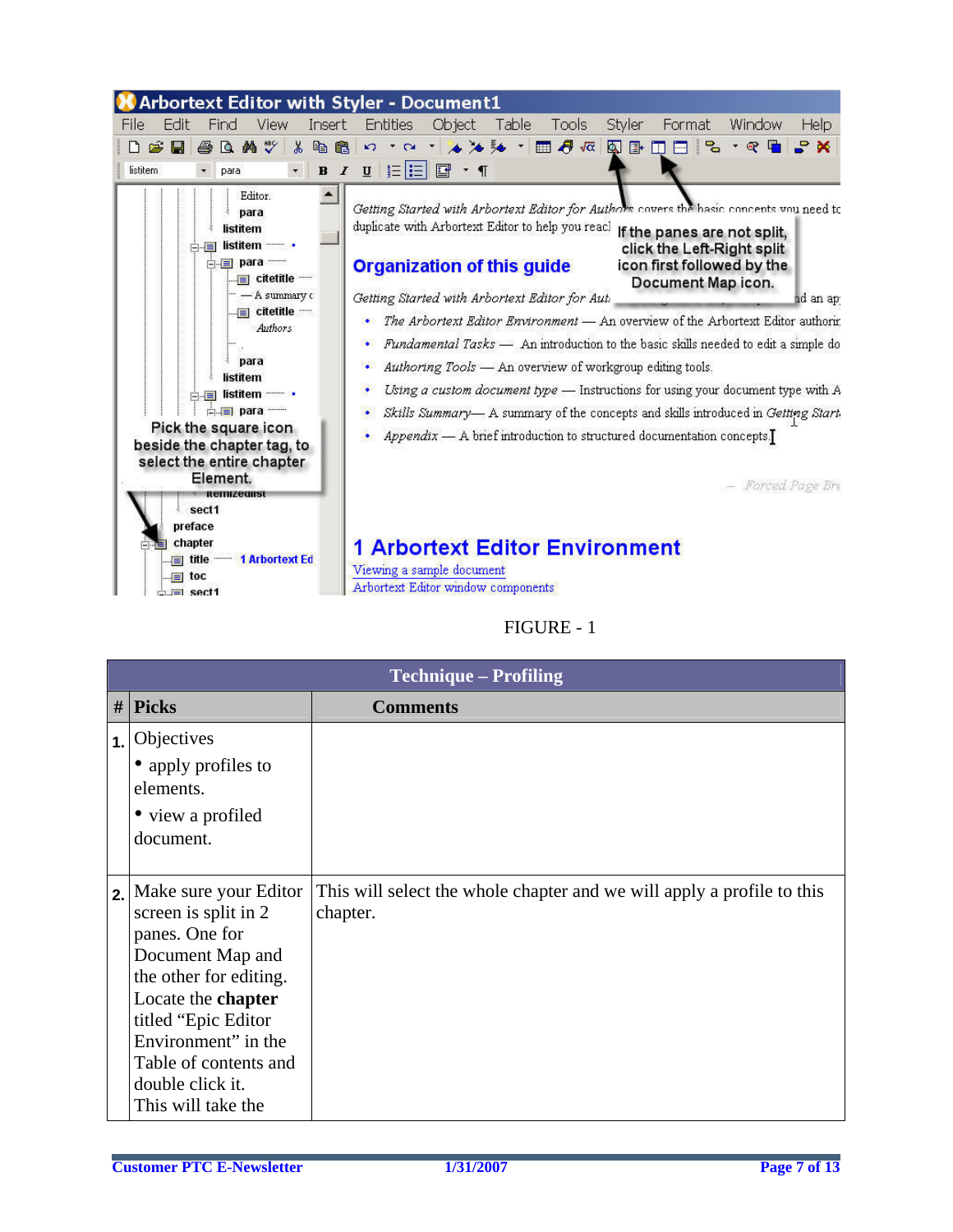FIGURE - 1

| Technique – Profiling | | |
|---|---|---|
| # | **Picks** | **Comments** |
| 1. | Objectives<br>• apply profiles to elements.<br>• view a profiled document. | |
| 2. | Make sure your Editor screen is split in 2 panes. One for Document Map and the other for editing. Locate the **chapter** titled “Epic Editor Environment” in the Table of contents and double click it.<br>This will take the | This will select the whole chapter and we will apply a profile to this chapter. |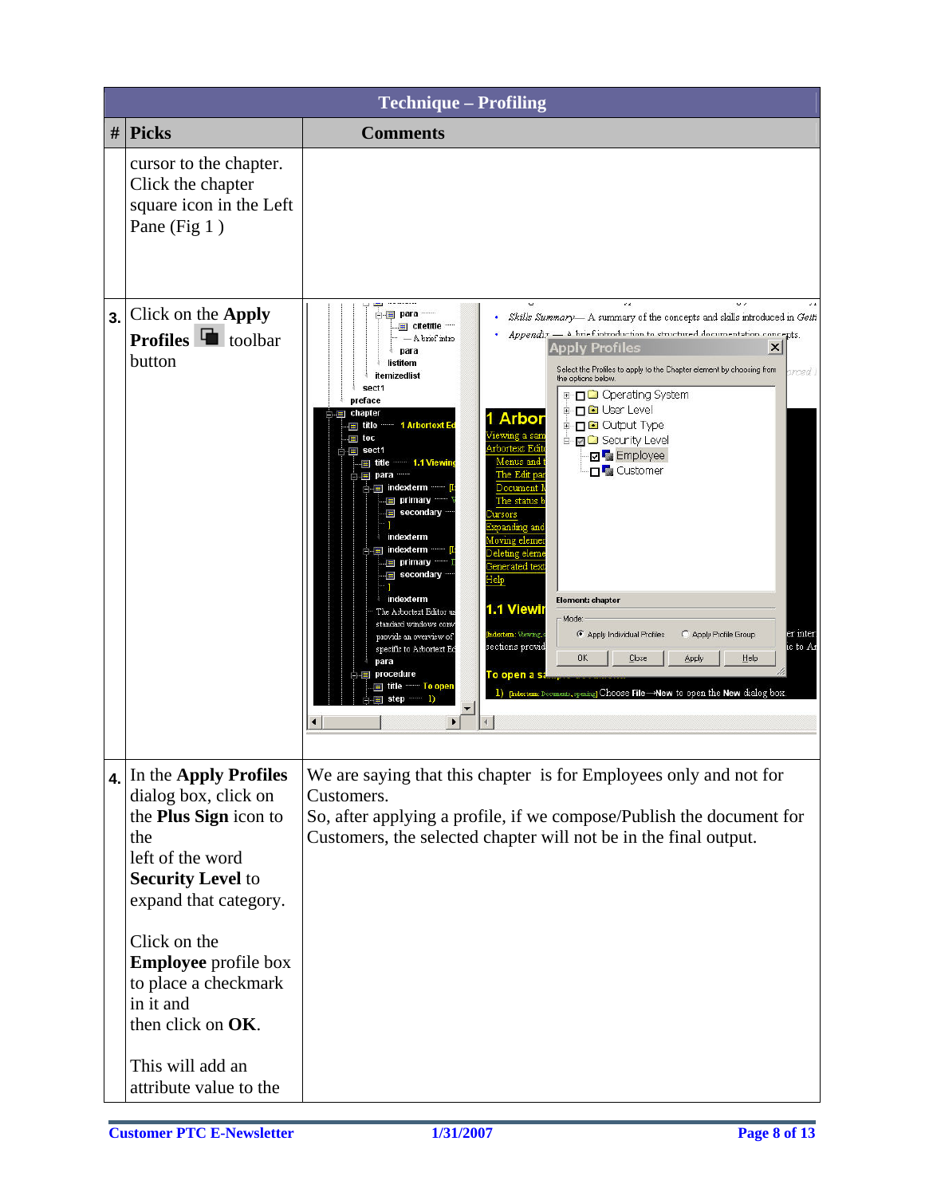| Technique – Profiling | | |
|---|---|---|
| # | Picks | Comments |
| | cursor to the chapter. Click the chapter square icon in the Left Pane (Fig 1 ) | |
| 3. | Click on the **Apply Profiles** toolbar button | |
| 4. | In the **Apply Profiles** dialog box, click on the **Plus Sign** icon to the left of the word **Security Level** to expand that category.<br><br>Click on the **Employee** profile box to place a checkmark in it and then click on **OK**.<br><br>This will add an attribute value to the | We are saying that this chapter is for Employees only and not for Customers.<br>So, after applying a profile, if we compose/Publish the document for Customers, the selected chapter will not be in the final output. |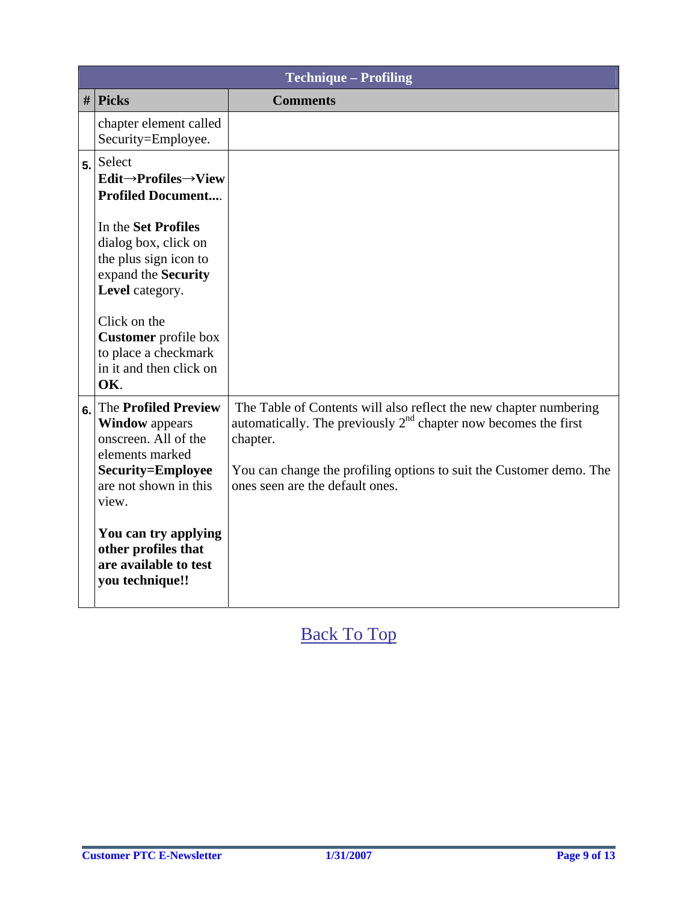| Technique – Profiling | | |
|---|---|---|
| **#** | **Picks** | **Comments** |
| | chapter element called Security=Employee. | |
| **5.** | Select **Edit→Profiles→View Profiled Document...**.<br><br>In the **Set Profiles** dialog box, click on the plus sign icon to expand the **Security Level** category.<br><br>Click on the **Customer** profile box to place a checkmark in it and then click on **OK**. | |
| **6.** | The **Profiled Preview Window** appears onscreen. All of the elements marked **Security=Employee** are not shown in this view.<br><br>**You can try applying other profiles that are available to test you technique!!** | The Table of Contents will also reflect the new chapter numbering automatically. The previously 2nd chapter now becomes the first chapter.<br><br>You can change the profiling options to suit the Customer demo. The ones seen are the default ones. |

Back To Top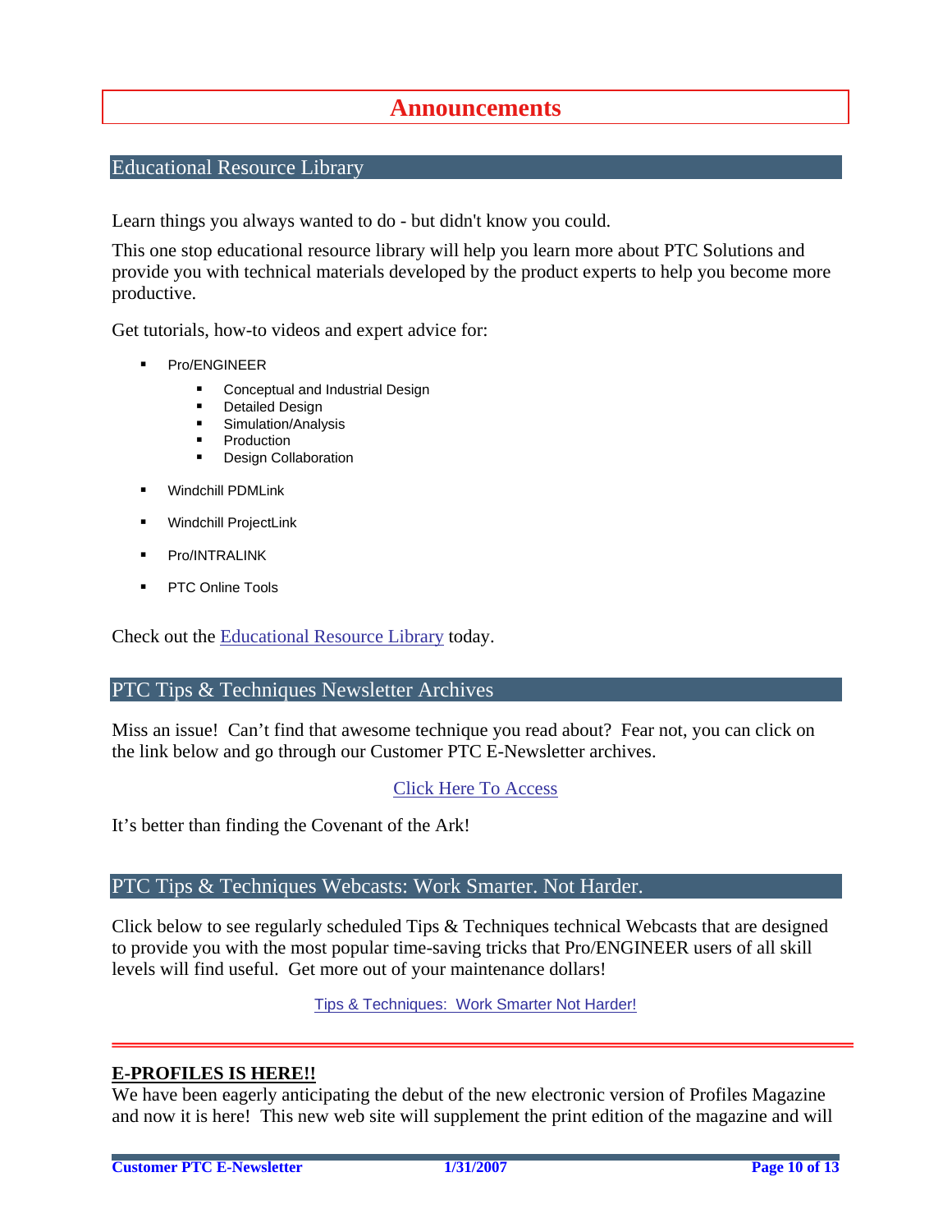# Announcements

## Educational Resource Library

Learn things you always wanted to do - but didn't know you could.

This one stop educational resource library will help you learn more about PTC Solutions and provide you with technical materials developed by the product experts to help you become more productive.

Get tutorials, how-to videos and expert advice for:

- Pro/ENGINEER
  - Conceptual and Industrial Design
  - Detailed Design
  - Simulation/Analysis
  - Production
  - Design Collaboration
- Windchill PDMLink
- Windchill ProjectLink
- Pro/INTRALINK
- PTC Online Tools

Check out the Educational Resource Library today.

## PTC Tips & Techniques Newsletter Archives

Miss an issue! Can't find that awesome technique you read about? Fear not, you can click on the link below and go through our Customer PTC E-Newsletter archives.

Click Here To Access

It's better than finding the Covenant of the Ark!

## PTC Tips & Techniques Webcasts: Work Smarter. Not Harder.

Click below to see regularly scheduled Tips & Techniques technical Webcasts that are designed to provide you with the most popular time-saving tricks that Pro/ENGINEER users of all skill levels will find useful. Get more out of your maintenance dollars!

Tips & Techniques: Work Smarter Not Harder!

---

**E-PROFILES IS HERE!!**

We have been eagerly anticipating the debut of the new electronic version of Profiles Magazine and now it is here! This new web site will supplement the print edition of the magazine and will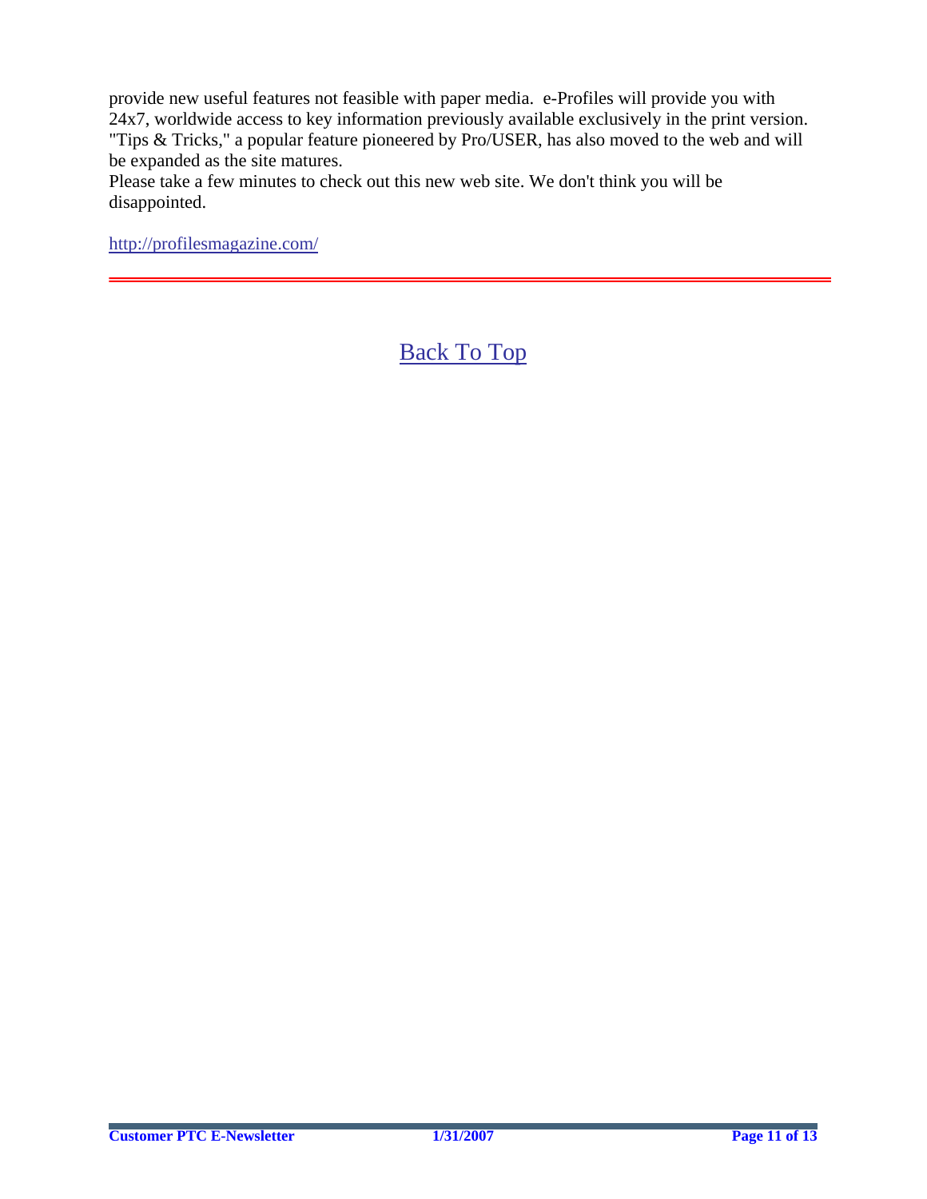provide new useful features not feasible with paper media. e-Profiles will provide you with 24x7, worldwide access to key information previously available exclusively in the print version. "Tips & Tricks," a popular feature pioneered by Pro/USER, has also moved to the web and will be expanded as the site matures.

Please take a few minutes to check out this new web site. We don't think you will be disappointed.

http://profilesmagazine.com/

---

Back To Top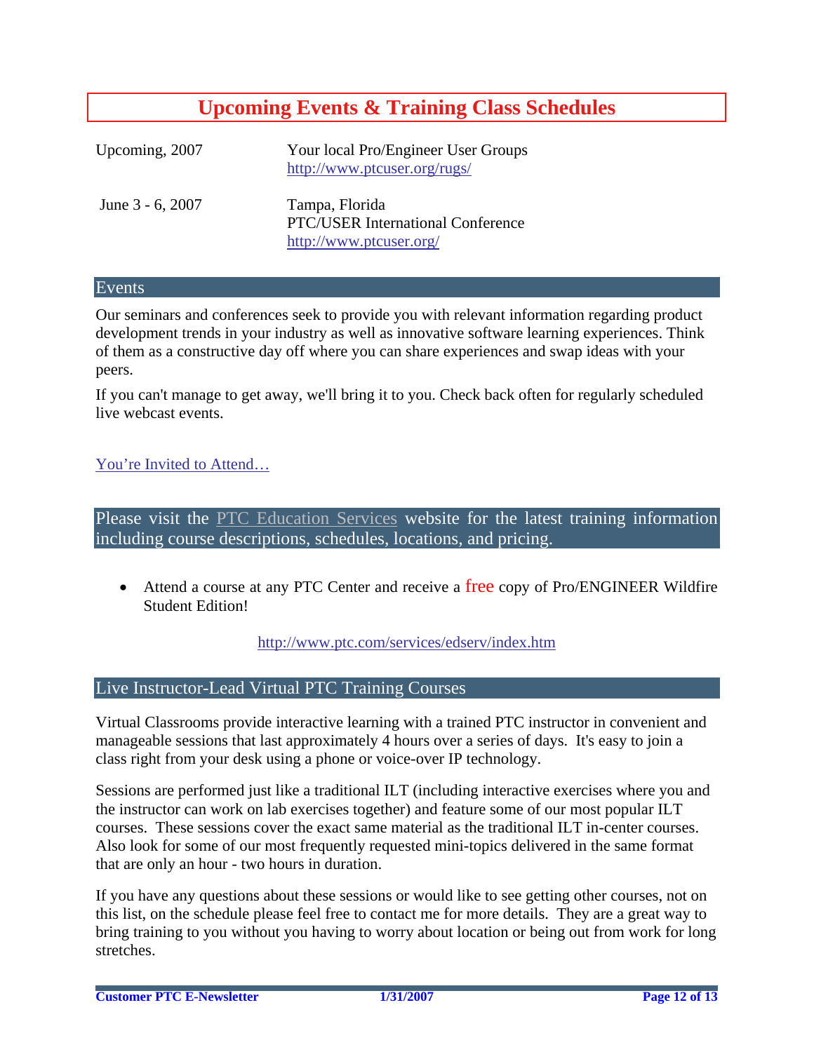# Upcoming Events & Training Class Schedules

| | |
|---|---|
| Upcoming, 2007 | Your local Pro/Engineer User Groups<br>http://www.ptcuser.org/rugs/ |
| June 3 - 6, 2007 | Tampa, Florida<br>PTC/USER International Conference<br>http://www.ptcuser.org/ |

## Events

Our seminars and conferences seek to provide you with relevant information regarding product development trends in your industry as well as innovative software learning experiences. Think of them as a constructive day off where you can share experiences and swap ideas with your peers.

If you can't manage to get away, we'll bring it to you. Check back often for regularly scheduled live webcast events.

You're Invited to Attend…

## Please visit the PTC Education Services website for the latest training information including course descriptions, schedules, locations, and pricing.

- Attend a course at any PTC Center and receive a free copy of Pro/ENGINEER Wildfire Student Edition!

http://www.ptc.com/services/edserv/index.htm

## Live Instructor-Lead Virtual PTC Training Courses

Virtual Classrooms provide interactive learning with a trained PTC instructor in convenient and manageable sessions that last approximately 4 hours over a series of days. It's easy to join a class right from your desk using a phone or voice-over IP technology.

Sessions are performed just like a traditional ILT (including interactive exercises where you and the instructor can work on lab exercises together) and feature some of our most popular ILT courses. These sessions cover the exact same material as the traditional ILT in-center courses. Also look for some of our most frequently requested mini-topics delivered in the same format that are only an hour - two hours in duration.

If you have any questions about these sessions or would like to see getting other courses, not on this list, on the schedule please feel free to contact me for more details. They are a great way to bring training to you without you having to worry about location or being out from work for long stretches.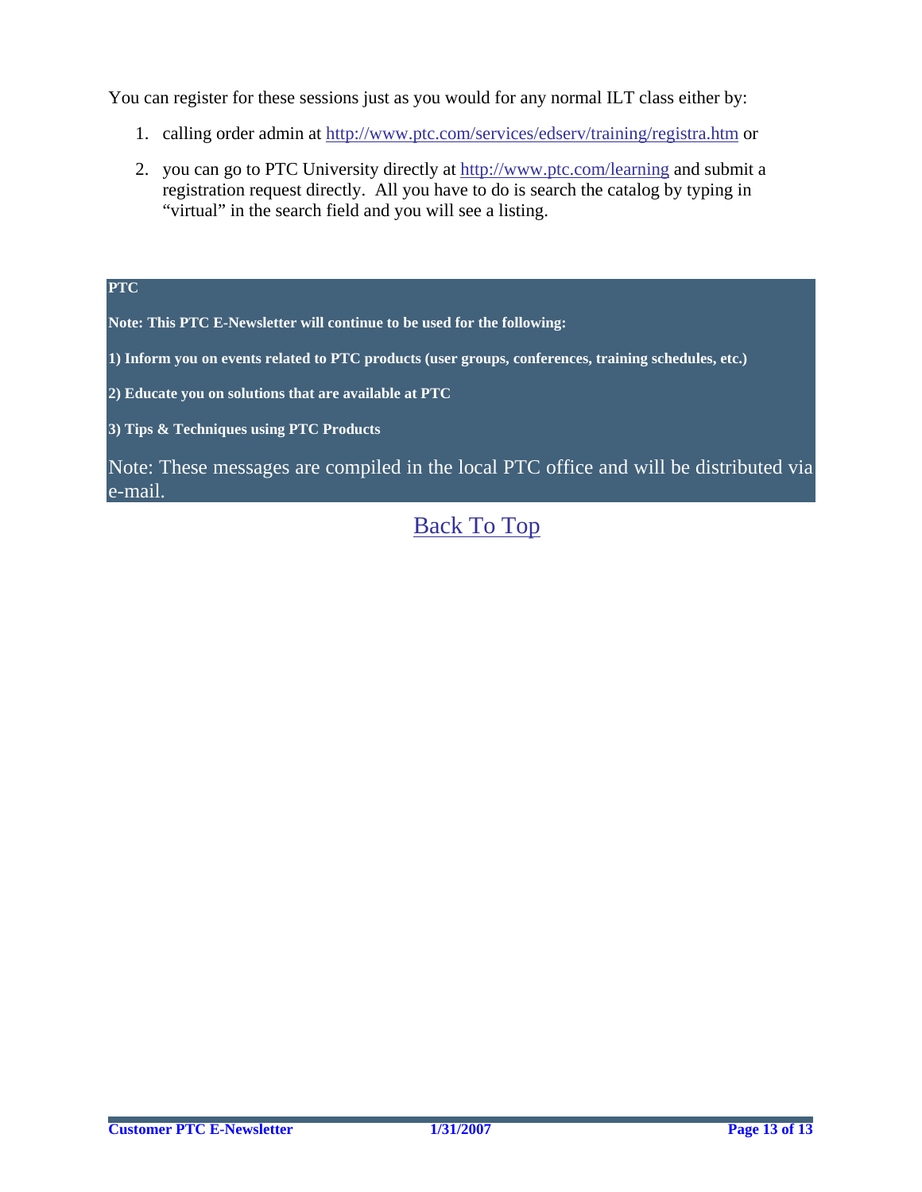You can register for these sessions just as you would for any normal ILT class either by:

1. calling order admin at http://www.ptc.com/services/edserv/training/registra.htm or
2. you can go to PTC University directly at http://www.ptc.com/learning and submit a registration request directly. All you have to do is search the catalog by typing in "virtual" in the search field and you will see a listing.

**PTC**

**Note: This PTC E-Newsletter will continue to be used for the following:**

**1) Inform you on events related to PTC products (user groups, conferences, training schedules, etc.)**

**2) Educate you on solutions that are available at PTC**

**3) Tips & Techniques using PTC Products**

Note: These messages are compiled in the local PTC office and will be distributed via e-mail.

Back To Top